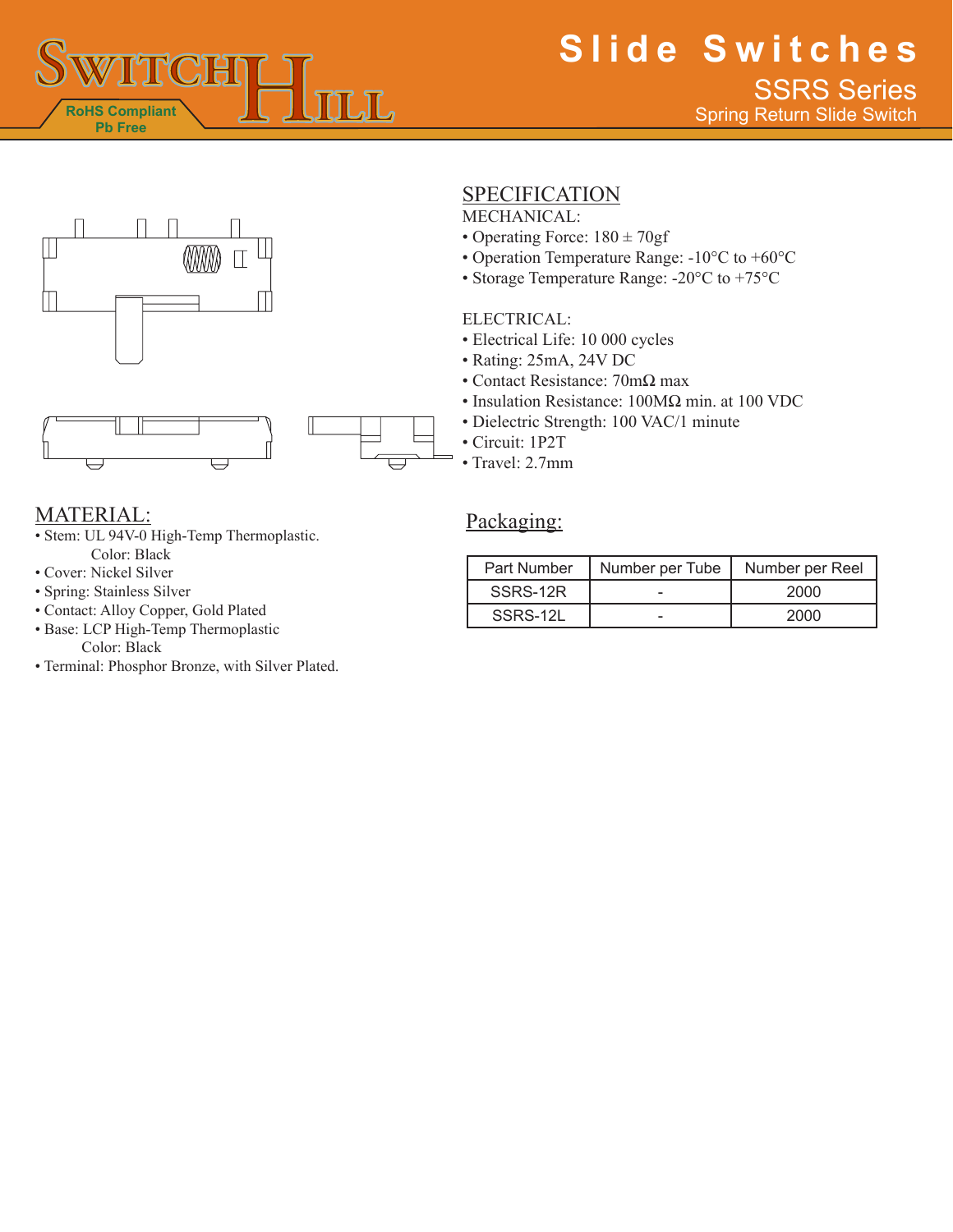# Slide Switches

## SSRS Series

Spring Return Slide Switch

RoHS Compliant
Pb Free

## SPECIFICATION

MECHANICAL:

- Operating Force: 180 ± 70gf
- Operation Temperature Range: -10°C to +60°C
- Storage Temperature Range: -20°C to +75°C

ELECTRICAL:

- Electrical Life: 10 000 cycles
- Rating: 25mA, 24V DC
- Contact Resistance: 70mΩ max
- Insulation Resistance: 100MΩ min. at 100 VDC
- Dielectric Strength: 100 VAC/1 minute
- Circuit: 1P2T
- Travel: 2.7mm

## MATERIAL:

- Stem: UL 94V-0 High-Temp Thermoplastic.
  Color: Black
- Cover: Nickel Silver
- Spring: Stainless Silver
- Contact: Alloy Copper, Gold Plated
- Base: LCP High-Temp Thermoplastic
  Color: Black
- Terminal: Phosphor Bronze, with Silver Plated.

## Packaging:

| Part Number | Number per Tube | Number per Reel |
|---|---|---|
| SSRS-12R | - | 2000 |
| SSRS-12L | - | 2000 |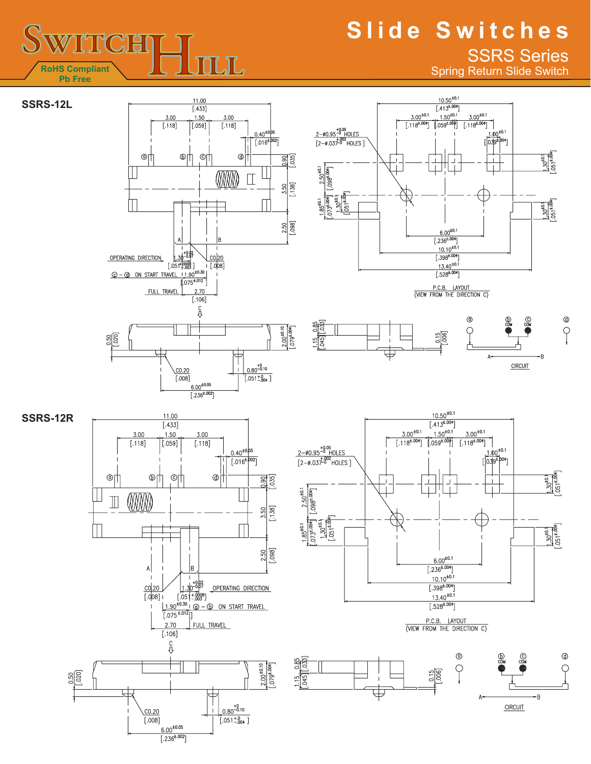# Slide Switches

## SSRS Series

### Spring Return Slide Switch

RoHS Compliant
Pb Free

## SSRS-12L

11.00 [.433]
3.00 [.118] 1.50 [.059] 3.00 [.118]
0.40±0.05 [.016±.002]
0.90 [.035]
3.50 [.138]
2.50 [.098]
OPERATING DIRECTION
1.30 +0.02/−0.07 [.051 +.0008/−.003]
C0.20 [.008]
ⓒ - ⓓ ON START TRAVEL 1.90±0.30 [.075±.012]
FULL TRAVEL 2.70 [.106]

10.50±0.1 [.413±.004]
3.00±0.1 [.118±.004] 1.50±0.1 [.059±.004] 3.00±0.1 [.118±.004]
2-ø0.95 +0.05/−0 HOLES [2-ø.037 +.002/−0 HOLES]
1.00±0.1 [.039±.004]
1.30±0.1 [.051±.004]
2.50±0.1 [.098±.004]
1.85±0.1 [.073±.004]
1.30±0.1 [.051±.004]
6.00±0.1 [.236±.004]
10.10±0.1 [.398±.004]
13.40±0.1 [.528±.004]
P.C.B. LAYOUT (VIEW FROM THE DIRECTION C)

0.50 [.020]
2.00±0.10 [.079±.004]
C0.20 [.008]
0.80 +0/−0.10 [.051 +0/−.004]
6.00±0.05 [.236±.002]
1.15 [.045] 0.85 [.033]
0.15 [.006]
CIRCUIT

## SSRS-12R

11.00 [.433]
3.00 [.118] 1.50 [.059] 3.00 [.118]
0.40±0.05 [.016±.002]
0.90 [.035]
3.50 [.138]
2.50 [.098]
C0.20 [.008]
1.30 +0.02/−0.07 [.051 +.0008/−.003]
OPERATING DIRECTION
1.90±0.30 [.075±.012] ⓐ - ⓑ ON START TRAVEL
2.70 [.106] FULL TRAVEL

10.50±0.1 [.413±.004]
3.00±0.1 [.118±.004] 1.50±0.1 [.059±.004] 3.00±0.1 [.118±.004]
2-ø0.95 +0.05/−0 HOLES [2-ø.037 +.002/−0 HOLES]
1.00±0.1 [.039±.004]
1.30±0.1 [.051±.004]
2.50±0.1 [.098±.004]
1.85±0.1 [.073±.004]
1.30±0.1 [.051±.004]
6.00±0.1 [.236±.004]
10.10±0.1 [.398±.004]
13.40±0.1 [.528±.004]
P.C.B. LAYOUT (VIEW FROM THE DIRECTION C)

0.50 [.020]
2.00±0.10 [.079±.004]
C0.20 [.008]
0.80 +0/−0.10 [.051 +0/−.004]
6.00±0.05 [.236±.002]
1.15 [.045] 0.85 [.033]
0.15 [.006]
CIRCUIT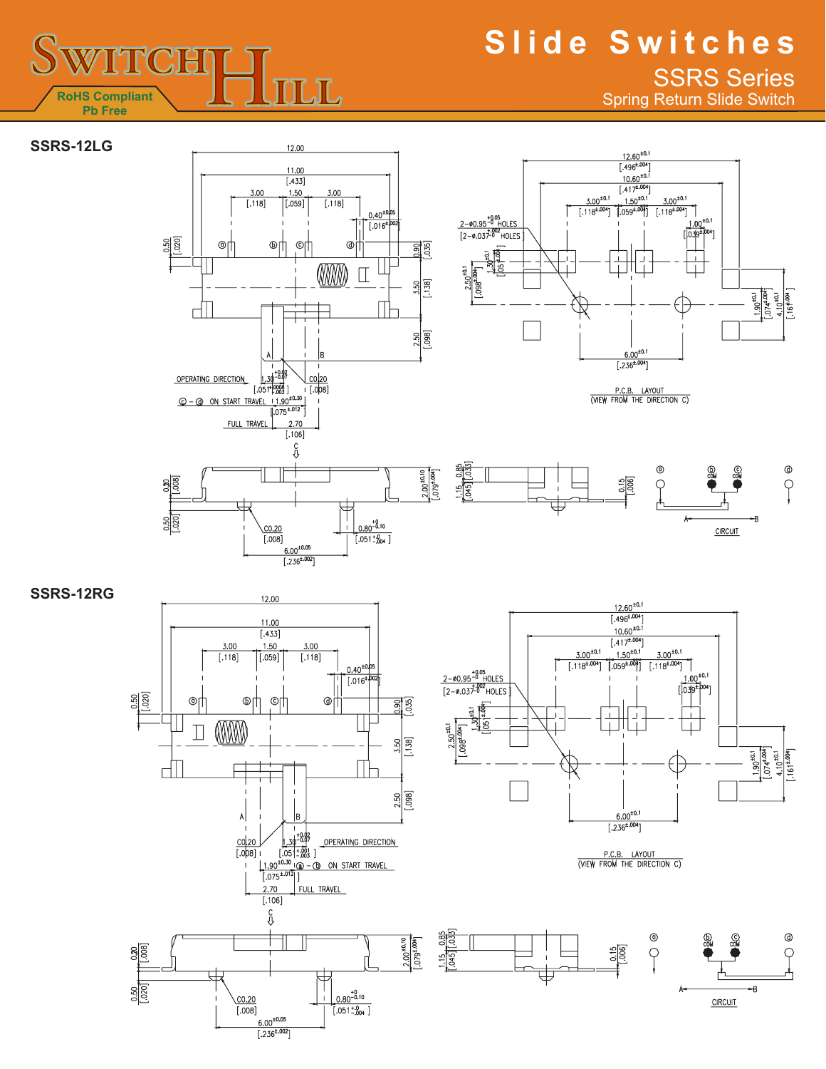# Slide Switches

## SSRS Series

Spring Return Slide Switch

RoHS Compliant
Pb Free

### SSRS-12LG

12.00
11.00 [.433]
3.00 [.118] 1.50 [.059] 3.00 [.118]
0.40 ±0.05 [.016 ±.002]
0.50 [.020]
0.90 [.035]
3.50 [.138]
2.50 [.098]
A B
OPERATING DIRECTION
1.30 +0.02/-0.07 [.051 +.0008/-.003]
C0.20 [.008]
ⓒ - ⓓ ON START TRAVEL 1.90 ±0.30 [.075 ±.012]
FULL TRAVEL 2.70 [.106]
C
0.20 [.008]
0.50 [.020]
C0.20 [.008]
6.00 ±0.05 [.236 ±.002]
0.80 +0/-0.10 [.051 +0/-.004]
2.00 ±0.10 [.079 ±.004]
1.15 [.045] 0.85 [.033]
0.15 [.006]

12.60 ±0.1 [.496 ±.004]
10.60 ±0.1 [.417 ±.004]
3.00 ±0.1 [.118 ±.004] 1.50 ±0.1 [.059 ±.004] 3.00 ±0.1 [.118 ±.004]
1.00 ±0.1 [.039 ±.004]
2-φ0.95 +0.05/-0 HOLES [2-φ.037 +.002/-0 HOLES]
2.50 ±0.1 [.098 ±.004]
1.30 ±0.1 [.051 ±.004]
1.90 ±0.1 [.074 ±.004]
4.10 ±0.1 [.161 ±.004]
6.00 ±0.1 [.236 ±.004]

P.C.B. LAYOUT (VIEW FROM THE DIRECTION C)

ⓐ ⓑ COM ⓒ COM ⓓ
A B
CIRCUIT

### SSRS-12RG

12.00
11.00 [.433]
3.00 [.118] 1.50 [.059] 3.00 [.118]
0.40 ±0.05 [.016 ±.002]
0.50 [.020]
0.90 [.035]
3.50 [.138]
2.50 [.098]
A B
C0.20 [.008]
1.30 +0.02/-0.07 [.051 +.001/-.003]
OPERATING DIRECTION
1.90 ±0.30 [.075 ±.012] ⓐ - ⓑ ON START TRAVEL
2.70 [.106] FULL TRAVEL
C
0.20 [.008]
0.50 [.020]
C0.20 [.008]
6.00 ±0.05 [.236 ±.002]
0.80 +0/-0.10 [.051 +0/-.004]
2.00 ±0.10 [.079 ±.004]
1.15 [.045] 0.85 [.033]
0.15 [.006]

12.60 ±0.1 [.496 ±.004]
10.60 ±0.1 [.417 ±.004]
3.00 ±0.1 [.118 ±.004] 1.50 ±0.1 [.059 ±.004] 3.00 ±0.1 [.118 ±.004]
1.00 ±0.1 [.039 ±.004]
2-φ0.95 +0.05/-0 HOLES [2-φ.037 +.002/-0 HOLES]
2.50 ±0.1 [.098 ±.004]
1.30 ±0.1 [.051 ±.004]
1.90 ±0.1 [.074 ±.004]
4.10 ±0.1 [.161 ±.004]
6.00 ±0.1 [.236 ±.004]

P.C.B. LAYOUT (VIEW FROM THE DIRECTION C)

ⓐ ⓑ COM ⓒ COM ⓓ
A B
CIRCUIT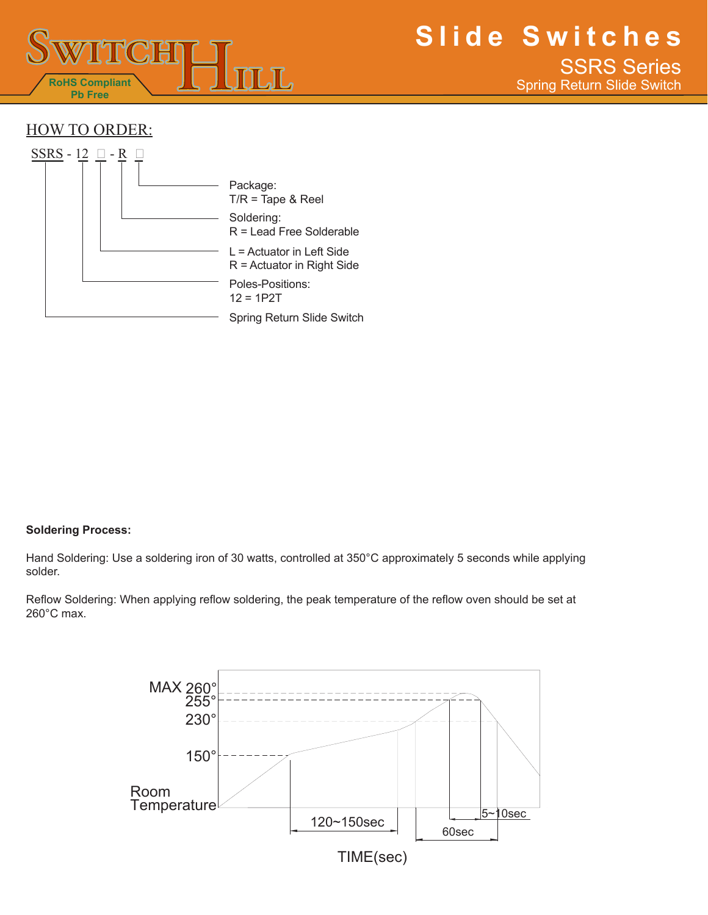# Slide Switches

## SSRS Series

Spring Return Slide Switch

## HOW TO ORDER:

SSRS - 12 □ - R □

- Package: T/R = Tape & Reel
- Soldering: R = Lead Free Solderable
- L = Actuator in Left Side
  R = Actuator in Right Side
- Poles-Positions: 12 = 1P2T
- Spring Return Slide Switch

**Soldering Process:**

Hand Soldering: Use a soldering iron of 30 watts, controlled at 350°C approximately 5 seconds while applying solder.

Reflow Soldering: When applying reflow soldering, the peak temperature of the reflow oven should be set at 260°C max.

MAX 260°
255°
230°
150°
Room Temperature
120~150sec
60sec
5~10sec
TIME(sec)